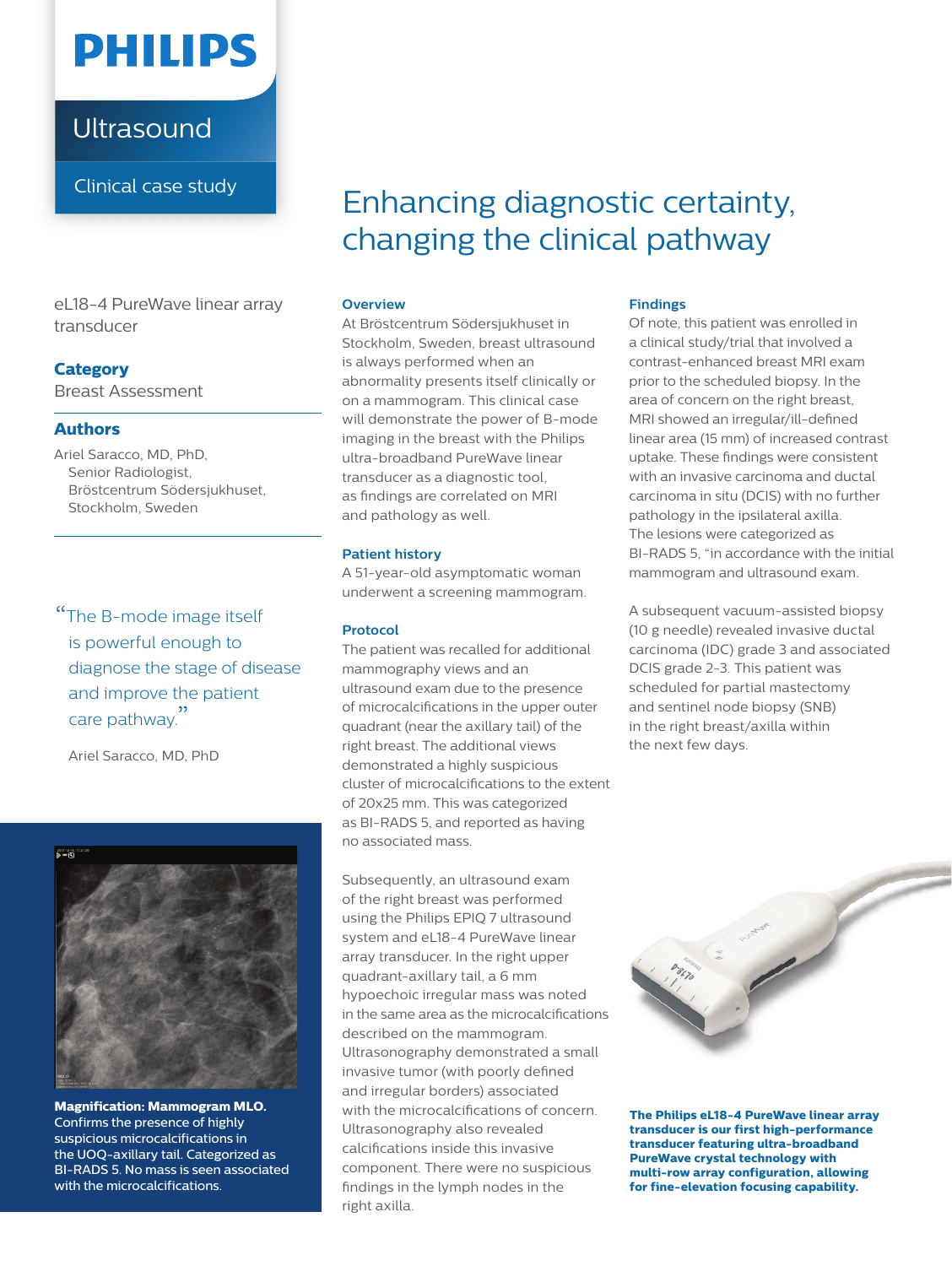PHILIPS

Ultrasound

Clinical case study

# Enhancing diagnostic certainty, changing the clinical pathway

eL18-4 PureWave linear array transducer

**Category**

Breast Assessment

**Authors**

Ariel Saracco, MD, PhD, Senior Radiologist, Bröstcentrum Södersjukhuset, Stockholm, Sweden

> "The B-mode image itself is powerful enough to diagnose the stage of disease and improve the patient care pathway."
>
> Ariel Saracco, MD, PhD

**Magnification: Mammogram MLO.** Confirms the presence of highly suspicious microcalcifications in the UOQ-axillary tail. Categorized as BI-RADS 5. No mass is seen associated with the microcalcifications.

## Overview

At Bröstcentrum Södersjukhuset in Stockholm, Sweden, breast ultrasound is always performed when an abnormality presents itself clinically or on a mammogram. This clinical case will demonstrate the power of B-mode imaging in the breast with the Philips ultra-broadband PureWave linear transducer as a diagnostic tool, as findings are correlated on MRI and pathology as well.

## Patient history

A 51-year-old asymptomatic woman underwent a screening mammogram.

## Protocol

The patient was recalled for additional mammography views and an ultrasound exam due to the presence of microcalcifications in the upper outer quadrant (near the axillary tail) of the right breast. The additional views demonstrated a highly suspicious cluster of microcalcifications to the extent of 20x25 mm. This was categorized as BI-RADS 5, and reported as having no associated mass.

Subsequently, an ultrasound exam of the right breast was performed using the Philips EPIQ 7 ultrasound system and eL18-4 PureWave linear array transducer. In the right upper quadrant-axillary tail, a 6 mm hypoechoic irregular mass was noted in the same area as the microcalcifications described on the mammogram. Ultrasonography demonstrated a small invasive tumor (with poorly defined and irregular borders) associated with the microcalcifications of concern. Ultrasonography also revealed calcifications inside this invasive component. There were no suspicious findings in the lymph nodes in the right axilla.

## Findings

Of note, this patient was enrolled in a clinical study/trial that involved a contrast-enhanced breast MRI exam prior to the scheduled biopsy. In the area of concern on the right breast, MRI showed an irregular/ill-defined linear area (15 mm) of increased contrast uptake. These findings were consistent with an invasive carcinoma and ductal carcinoma in situ (DCIS) with no further pathology in the ipsilateral axilla. The lesions were categorized as BI-RADS 5, "in accordance with the initial mammogram and ultrasound exam.

A subsequent vacuum-assisted biopsy (10 g needle) revealed invasive ductal carcinoma (IDC) grade 3 and associated DCIS grade 2-3. This patient was scheduled for partial mastectomy and sentinel node biopsy (SNB) in the right breast/axilla within the next few days.

**The Philips eL18-4 PureWave linear array transducer is our first high-performance transducer featuring ultra-broadband PureWave crystal technology with multi-row array configuration, allowing for fine-elevation focusing capability.**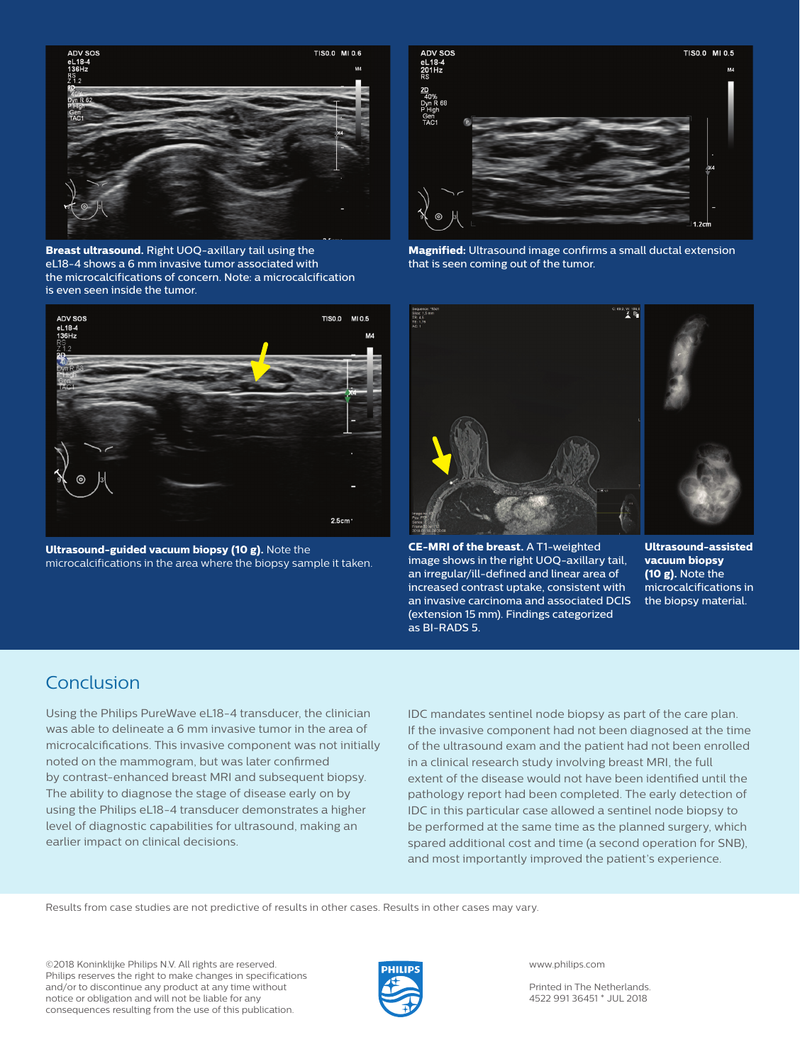**Breast ultrasound.** Right UOQ-axillary tail using the eL18-4 shows a 6 mm invasive tumor associated with the microcalcifications of concern. Note: a microcalcification is even seen inside the tumor.

**Magnified:** Ultrasound image confirms a small ductal extension that is seen coming out of the tumor.

**Ultrasound-guided vacuum biopsy (10 g).** Note the microcalcifications in the area where the biopsy sample it taken.

**CE-MRI of the breast.** A T1-weighted image shows in the right UOQ-axillary tail, an irregular/ill-defined and linear area of increased contrast uptake, consistent with an invasive carcinoma and associated DCIS (extension 15 mm). Findings categorized as BI-RADS 5.

**Ultrasound-assisted vacuum biopsy (10 g).** Note the microcalcifications in the biopsy material.

## Conclusion

Using the Philips PureWave eL18-4 transducer, the clinician was able to delineate a 6 mm invasive tumor in the area of microcalcifications. This invasive component was not initially noted on the mammogram, but was later confirmed by contrast-enhanced breast MRI and subsequent biopsy. The ability to diagnose the stage of disease early on by using the Philips eL18-4 transducer demonstrates a higher level of diagnostic capabilities for ultrasound, making an earlier impact on clinical decisions.

IDC mandates sentinel node biopsy as part of the care plan. If the invasive component had not been diagnosed at the time of the ultrasound exam and the patient had not been enrolled in a clinical research study involving breast MRI, the full extent of the disease would not have been identified until the pathology report had been completed. The early detection of IDC in this particular case allowed a sentinel node biopsy to be performed at the same time as the planned surgery, which spared additional cost and time (a second operation for SNB), and most importantly improved the patient's experience.

Results from case studies are not predictive of results in other cases. Results in other cases may vary.

©2018 Koninklijke Philips N.V. All rights are reserved. Philips reserves the right to make changes in specifications and/or to discontinue any product at any time without notice or obligation and will not be liable for any consequences resulting from the use of this publication.

www.philips.com

Printed in The Netherlands.
4522 991 36451 * JUL 2018